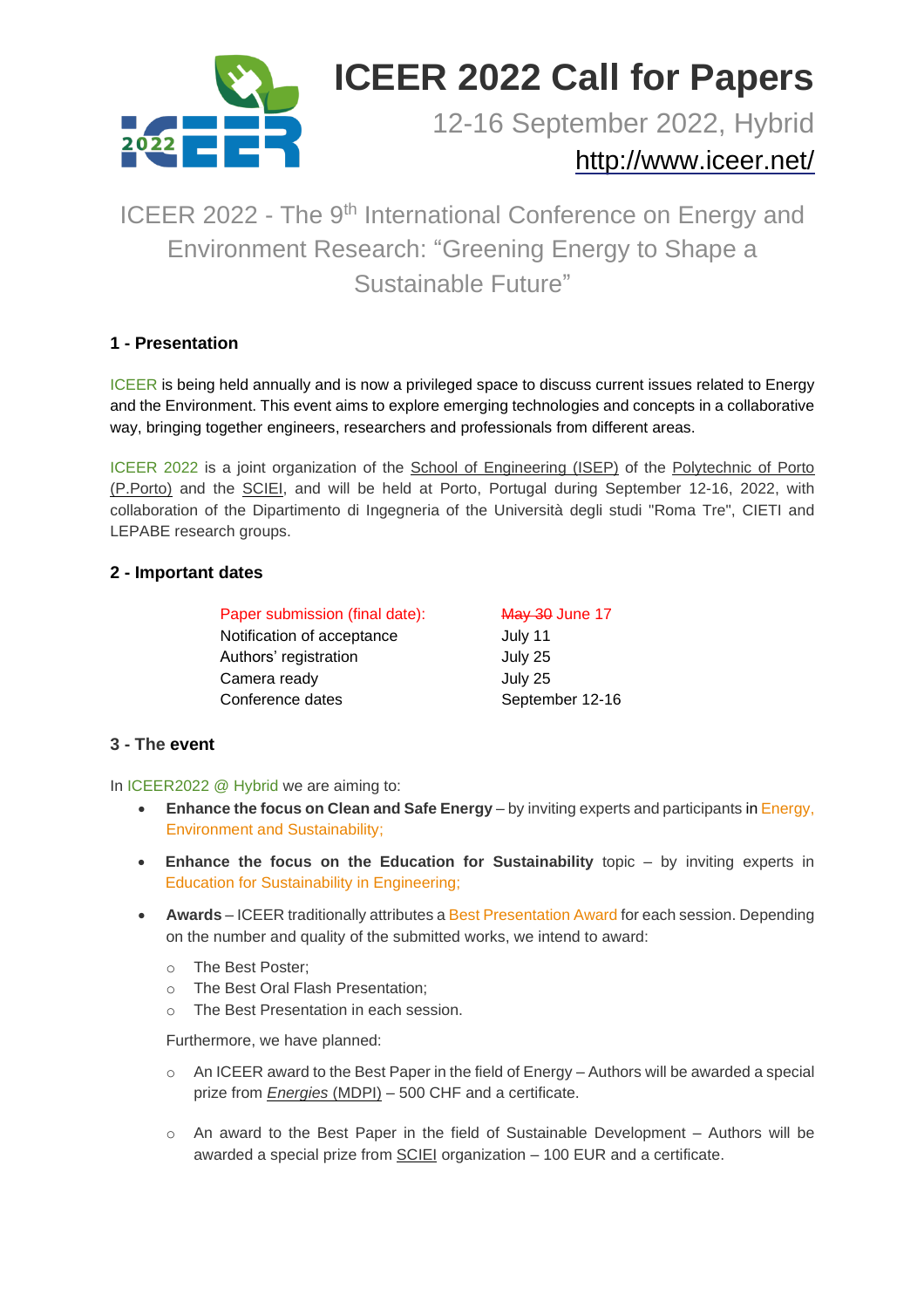# ICEER 2022 Call for Papers

12-16 September 2022, Hybrid

http://www.iceer.net/

ICEER 2022 - The 9th International Conference on Energy and Environment Research: "Greening Energy to Shape a Sustainable Future"

## 1 - Presentation

ICEER is being held annually and is now a privileged space to discuss current issues related to Energy and the Environment. This event aims to explore emerging technologies and concepts in a collaborative way, bringing together engineers, researchers and professionals from different areas.

ICEER 2022 is a joint organization of the School of Engineering (ISEP) of the Polytechnic of Porto (P.Porto) and the SCIEI, and will be held at Porto, Portugal during September 12-16, 2022, with collaboration of the Dipartimento di Ingegneria of the Università degli studi "Roma Tre", CIETI and LEPABE research groups.

## 2 - Important dates

| | |
|---|---|
| Paper submission (final date): | ~~May 30~~ June 17 |
| Notification of acceptance | July 11 |
| Authors' registration | July 25 |
| Camera ready | July 25 |
| Conference dates | September 12-16 |

## 3 - The event

In ICEER2022 @ Hybrid we are aiming to:

- **Enhance the focus on Clean and Safe Energy** – by inviting experts and participants in Energy, Environment and Sustainability;
- **Enhance the focus on the Education for Sustainability** topic – by inviting experts in Education for Sustainability in Engineering;
- **Awards** – ICEER traditionally attributes a Best Presentation Award for each session. Depending on the number and quality of the submitted works, we intend to award:
  - The Best Poster;
  - The Best Oral Flash Presentation;
  - The Best Presentation in each session.

  Furthermore, we have planned:

  - An ICEER award to the Best Paper in the field of Energy – Authors will be awarded a special prize from *Energies* (MDPI) – 500 CHF and a certificate.
  - An award to the Best Paper in the field of Sustainable Development – Authors will be awarded a special prize from SCIEI organization – 100 EUR and a certificate.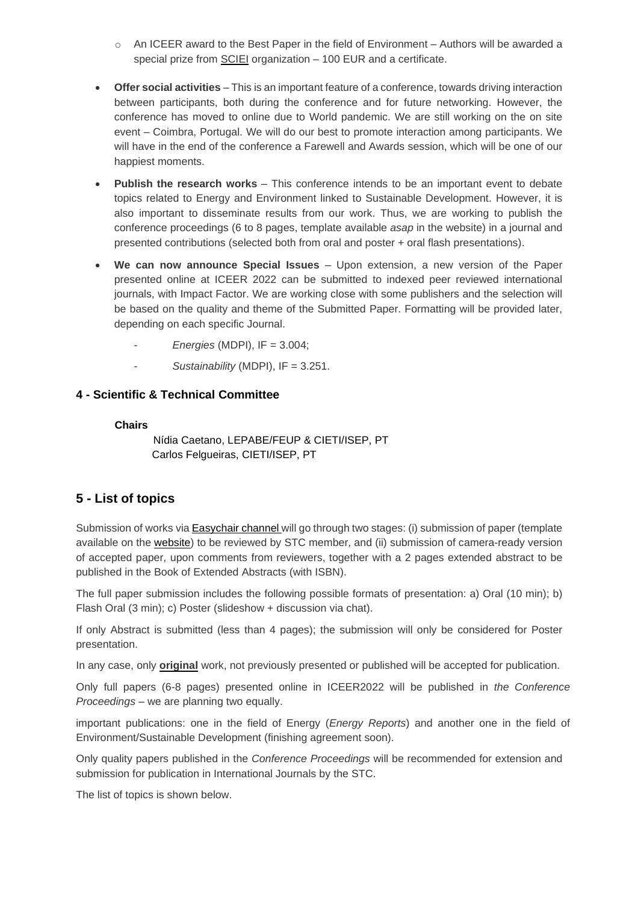- An ICEER award to the Best Paper in the field of Environment – Authors will be awarded a special prize from SCIEI organization – 100 EUR and a certificate.

- **Offer social activities** – This is an important feature of a conference, towards driving interaction between participants, both during the conference and for future networking. However, the conference has moved to online due to World pandemic. We are still working on the on site event – Coimbra, Portugal. We will do our best to promote interaction among participants. We will have in the end of the conference a Farewell and Awards session, which will be one of our happiest moments.
- **Publish the research works** – This conference intends to be an important event to debate topics related to Energy and Environment linked to Sustainable Development. However, it is also important to disseminate results from our work. Thus, we are working to publish the conference proceedings (6 to 8 pages, template available *asap* in the website) in a journal and presented contributions (selected both from oral and poster + oral flash presentations).
- **We can now announce Special Issues** – Upon extension, a new version of the Paper presented online at ICEER 2022 can be submitted to indexed peer reviewed international journals, with Impact Factor. We are working close with some publishers and the selection will be based on the quality and theme of the Submitted Paper. Formatting will be provided later, depending on each specific Journal.
  - *Energies* (MDPI), IF = 3.004;
  - *Sustainability* (MDPI), IF = 3.251.

## 4 - Scientific & Technical Committee

**Chairs**

Nídia Caetano, LEPABE/FEUP & CIETI/ISEP, PT
Carlos Felgueiras, CIETI/ISEP, PT

## 5 - List of topics

Submission of works via Easychair channel will go through two stages: (i) submission of paper (template available on the website) to be reviewed by STC member, and (ii) submission of camera-ready version of accepted paper, upon comments from reviewers, together with a 2 pages extended abstract to be published in the Book of Extended Abstracts (with ISBN).

The full paper submission includes the following possible formats of presentation: a) Oral (10 min); b) Flash Oral (3 min); c) Poster (slideshow + discussion via chat).

If only Abstract is submitted (less than 4 pages); the submission will only be considered for Poster presentation.

In any case, only **original** work, not previously presented or published will be accepted for publication.

Only full papers (6-8 pages) presented online in ICEER2022 will be published in *the Conference Proceedings* – we are planning two equally.

important publications: one in the field of Energy (*Energy Reports*) and another one in the field of Environment/Sustainable Development (finishing agreement soon).

Only quality papers published in the *Conference Proceedings* will be recommended for extension and submission for publication in International Journals by the STC.

The list of topics is shown below.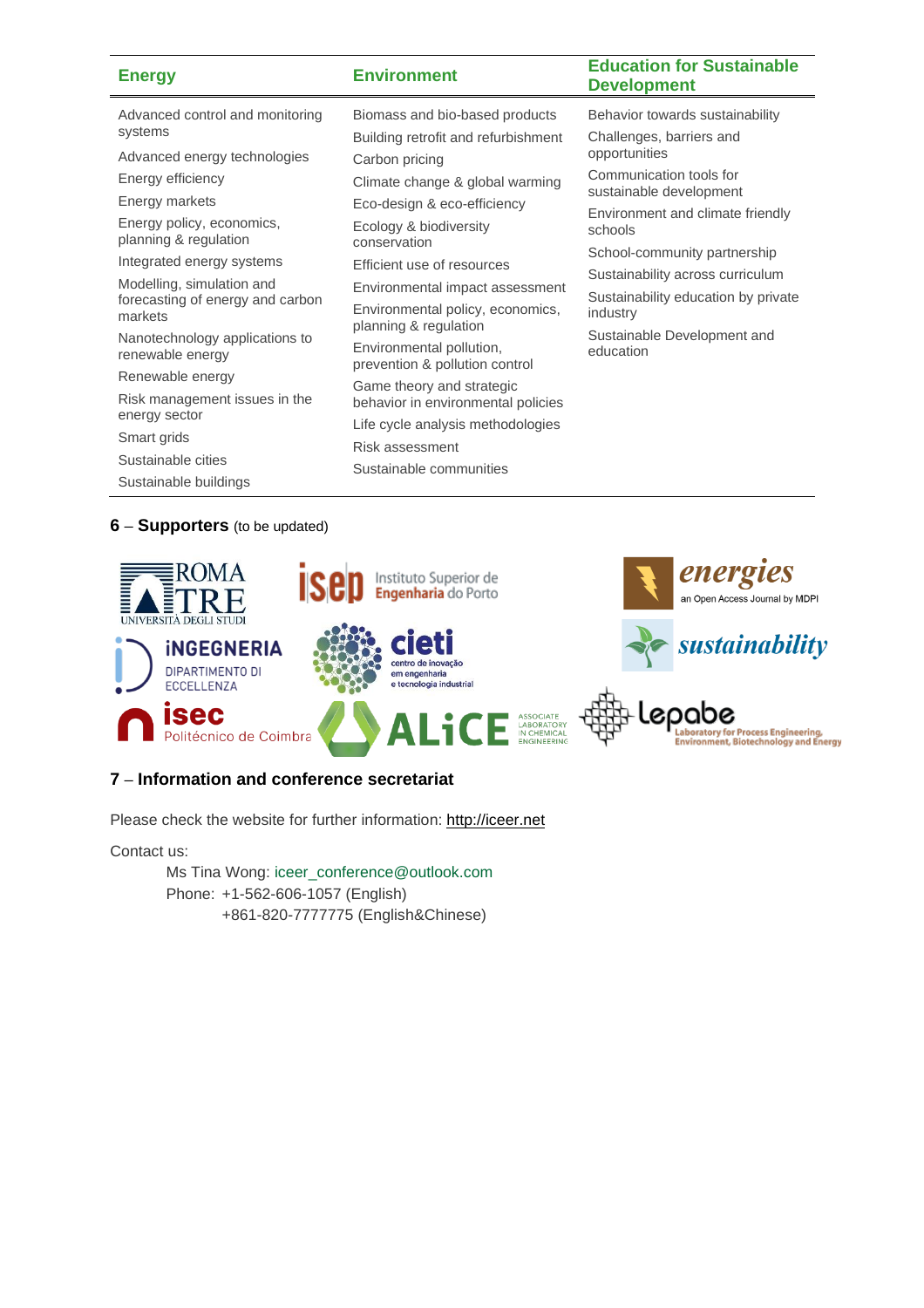| Energy | Environment | Education for Sustainable Development |
|---|---|---|
| Advanced control and monitoring systems | Biomass and bio-based products | Behavior towards sustainability |
| Advanced energy technologies | Building retrofit and refurbishment | Challenges, barriers and opportunities |
| Energy efficiency | Carbon pricing | Communication tools for sustainable development |
| Energy markets | Climate change & global warming | Environment and climate friendly schools |
| Energy policy, economics, planning & regulation | Eco-design & eco-efficiency | School-community partnership |
| Integrated energy systems | Ecology & biodiversity conservation | Sustainability across curriculum |
| Modelling, simulation and forecasting of energy and carbon markets | Efficient use of resources | Sustainability education by private industry |
| Nanotechnology applications to renewable energy | Environmental impact assessment | Sustainable Development and education |
| Renewable energy | Environmental policy, economics, planning & regulation | |
| Risk management issues in the energy sector | Environmental pollution, prevention & pollution control | |
| Smart grids | Game theory and strategic behavior in environmental policies | |
| Sustainable cities | Life cycle analysis methodologies | |
| Sustainable buildings | Risk assessment | |
| | Sustainable communities | |

## 6 – Supporters (to be updated)

ROMA TRE UNIVERSITÀ DEGLI STUDI

iNGEGNERIA DIPARTIMENTO DI ECCELLENZA

isec Politécnico de Coimbra

isep Instituto Superior de Engenharia do Porto

cieti centro de inovação em engenharia e tecnologia industrial

ALiCE ASSOCIATE LABORATORY IN CHEMICAL ENGINEERING

energies an Open Access Journal by MDPI

sustainability

lepabe Laboratory for Process Engineering, Environment, Biotechnology and Energy

## 7 – Information and conference secretariat

Please check the website for further information: http://iceer.net

Contact us:

Ms Tina Wong: iceer_conference@outlook.com
Phone: +1-562-606-1057 (English)
+861-820-7777775 (English&Chinese)